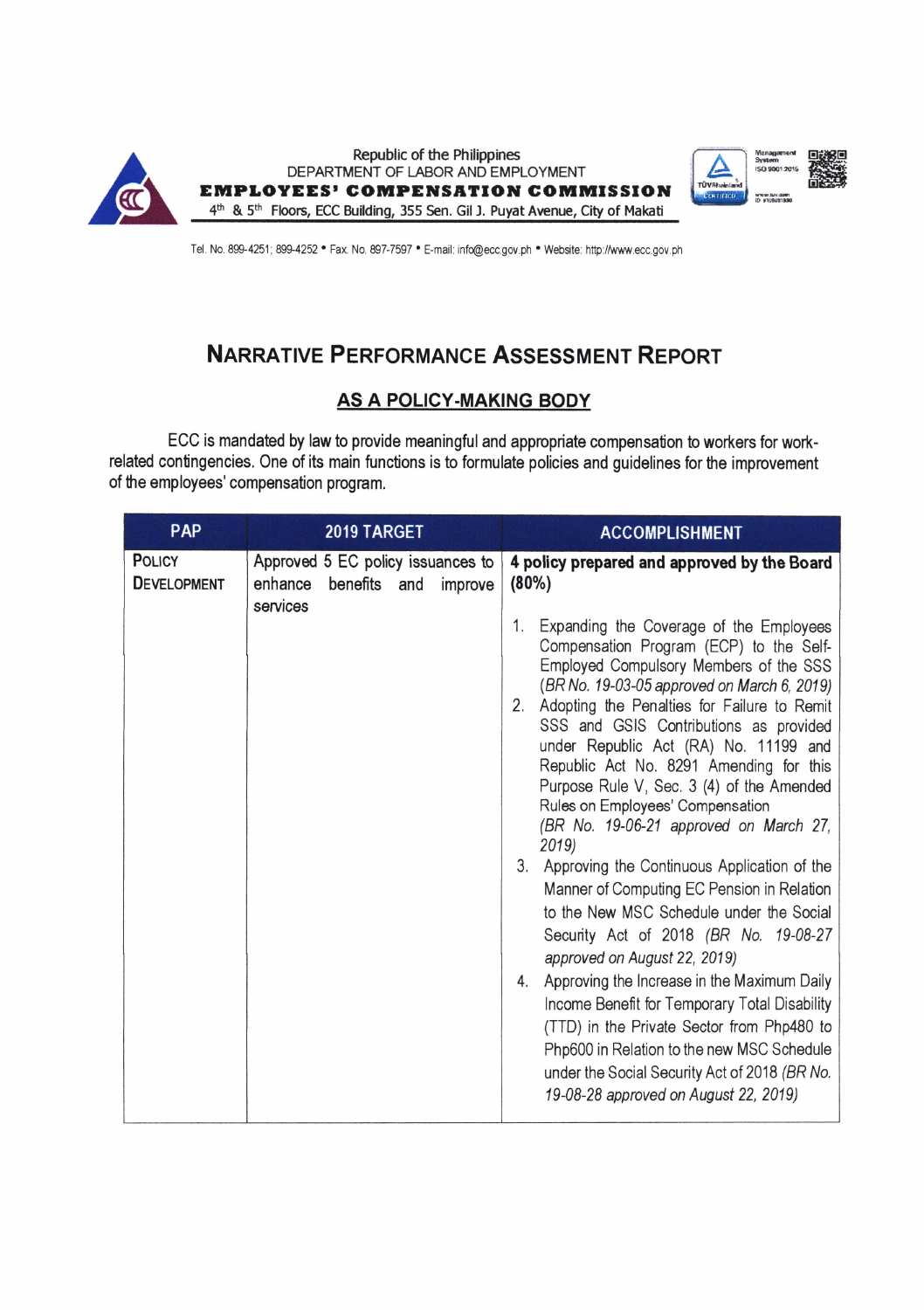Republic of the Philippines
DEPARTMENT OF LABOR AND EMPLOYMENT
**EMPLOYEES' COMPENSATION COMMISSION**
4th & 5th Floors, ECC Building, 355 Sen. Gil J. Puyat Avenue, City of Makati

Tel. No. 899-4251; 899-4252 • Fax. No. 897-7597 • E-mail: info@ecc.gov.ph • Website: http://www.ecc.gov.ph

# NARRATIVE PERFORMANCE ASSESSMENT REPORT

## AS A POLICY-MAKING BODY

ECC is mandated by law to provide meaningful and appropriate compensation to workers for work-related contingencies. One of its main functions is to formulate policies and guidelines for the improvement of the employees' compensation program.

| PAP | 2019 TARGET | ACCOMPLISHMENT |
|---|---|---|
| POLICY DEVELOPMENT | Approved 5 EC policy issuances to enhance benefits and improve services | **4 policy prepared and approved by the Board (80%)**<br><br>1. Expanding the Coverage of the Employees Compensation Program (ECP) to the Self-Employed Compulsory Members of the SSS *(BR No. 19-03-05 approved on March 6, 2019)*<br>2. Adopting the Penalties for Failure to Remit SSS and GSIS Contributions as provided under Republic Act (RA) No. 11199 and Republic Act No. 8291 Amending for this Purpose Rule V, Sec. 3 (4) of the Amended Rules on Employees' Compensation *(BR No. 19-06-21 approved on March 27, 2019)*<br>3. Approving the Continuous Application of the Manner of Computing EC Pension in Relation to the New MSC Schedule under the Social Security Act of 2018 *(BR No. 19-08-27 approved on August 22, 2019)*<br>4. Approving the Increase in the Maximum Daily Income Benefit for Temporary Total Disability (TTD) in the Private Sector from Php480 to Php600 in Relation to the new MSC Schedule under the Social Security Act of 2018 *(BR No. 19-08-28 approved on August 22, 2019)* |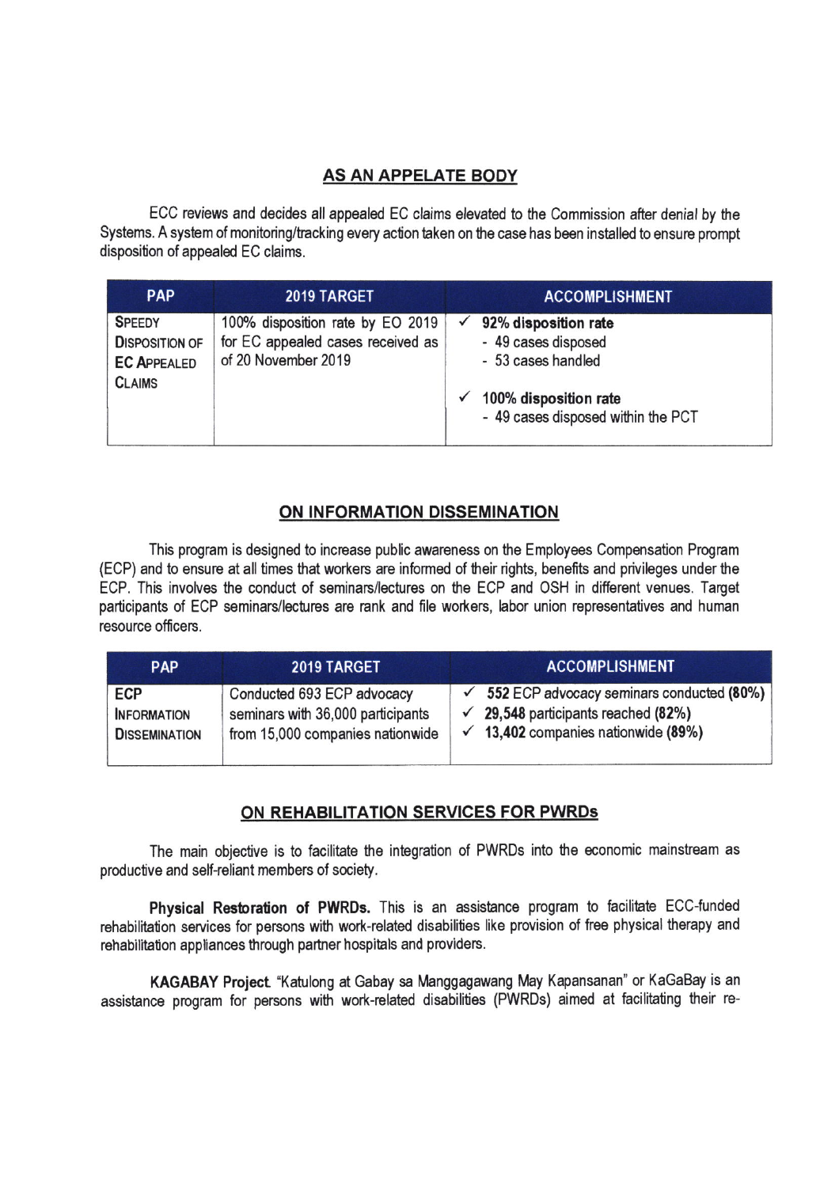## AS AN APPELATE BODY

ECC reviews and decides all appealed EC claims elevated to the Commission after denial by the Systems. A system of monitoring/tracking every action taken on the case has been installed to ensure prompt disposition of appealed EC claims.

| PAP | 2019 TARGET | ACCOMPLISHMENT |
|---|---|---|
| SPEEDY DISPOSITION OF EC APPEALED CLAIMS | 100% disposition rate by EO 2019 for EC appealed cases received as of 20 November 2019 | ✓ **92% disposition rate**<br>- 49 cases disposed<br>- 53 cases handled<br><br>✓ **100% disposition rate**<br>- 49 cases disposed within the PCT |

## ON INFORMATION DISSEMINATION

This program is designed to increase public awareness on the Employees Compensation Program (ECP) and to ensure at all times that workers are informed of their rights, benefits and privileges under the ECP. This involves the conduct of seminars/lectures on the ECP and OSH in different venues. Target participants of ECP seminars/lectures are rank and file workers, labor union representatives and human resource officers.

| PAP | 2019 TARGET | ACCOMPLISHMENT |
|---|---|---|
| ECP INFORMATION DISSEMINATION | Conducted 693 ECP advocacy seminars with 36,000 participants from 15,000 companies nationwide | ✓ **552** ECP advocacy seminars conducted **(80%)**<br>✓ **29,548** participants reached **(82%)**<br>✓ **13,402** companies nationwide **(89%)** |

## ON REHABILITATION SERVICES FOR PWRDs

The main objective is to facilitate the integration of PWRDs into the economic mainstream as productive and self-reliant members of society.

**Physical Restoration of PWRDs.** This is an assistance program to facilitate ECC-funded rehabilitation services for persons with work-related disabilities like provision of free physical therapy and rehabilitation appliances through partner hospitals and providers.

**KAGABAY Project**. "Katulong at Gabay sa Manggagawang May Kapansanan" or KaGaBay is an assistance program for persons with work-related disabilities (PWRDs) aimed at facilitating their re-